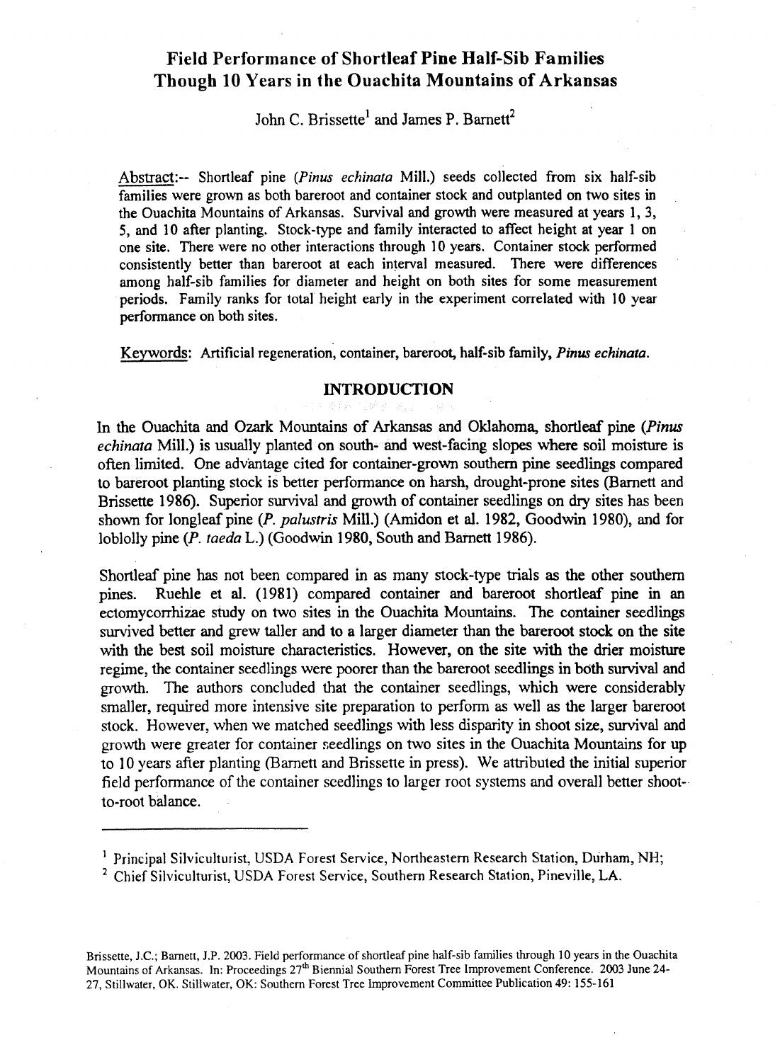# Field Performance of Shortleaf Pine Half-Sib Families Though 10 Years in the Ouachita Mountains of Arkansas

John C. Brissette[1] and James P. Barnett[2]

Abstract:-- Shortleaf pine (*Pinus echinata* Mill.) seeds collected from six half-sib families were grown as both bareroot and container stock and outplanted on two sites in the Ouachita Mountains of Arkansas. Survival and growth were measured at years 1, 3, 5, and 10 after planting. Stock-type and family interacted to affect height at year 1 on one site. There were no other interactions through 10 years. Container stock performed consistently better than bareroot at each interval measured. There were differences among half-sib families for diameter and height on both sites for some measurement periods. Family ranks for total height early in the experiment correlated with 10 year performance on both sites.

Keywords: Artificial regeneration, container, bareroot, half-sib family, *Pinus echinata*.

## INTRODUCTION

In the Ouachita and Ozark Mountains of Arkansas and Oklahoma, shortleaf pine (*Pinus echinata* Mill.) is usually planted on south- and west-facing slopes where soil moisture is often limited. One advantage cited for container-grown southern pine seedlings compared to bareroot planting stock is better performance on harsh, drought-prone sites (Barnett and Brissette 1986). Superior survival and growth of container seedlings on dry sites has been shown for longleaf pine (*P. palustris* Mill.) (Amidon et al. 1982, Goodwin 1980), and for loblolly pine (*P. taeda* L.) (Goodwin 1980, South and Barnett 1986).

Shortleaf pine has not been compared in as many stock-type trials as the other southern pines. Ruehle et al. (1981) compared container and bareroot shortleaf pine in an ectomycorrhizae study on two sites in the Ouachita Mountains. The container seedlings survived better and grew taller and to a larger diameter than the bareroot stock on the site with the best soil moisture characteristics. However, on the site with the drier moisture regime, the container seedlings were poorer than the bareroot seedlings in both survival and growth. The authors concluded that the container seedlings, which were considerably smaller, required more intensive site preparation to perform as well as the larger bareroot stock. However, when we matched seedlings with less disparity in shoot size, survival and growth were greater for container seedlings on two sites in the Ouachita Mountains for up to 10 years after planting (Barnett and Brissette in press). We attributed the initial superior field performance of the container seedlings to larger root systems and overall better shoot-to-root balance.

---

[1] Principal Silviculturist, USDA Forest Service, Northeastern Research Station, Durham, NH;

[2] Chief Silviculturist, USDA Forest Service, Southern Research Station, Pineville, LA.

Brissette, J.C.; Barnett, J.P. 2003. Field performance of shortleaf pine half-sib families through 10 years in the Ouachita Mountains of Arkansas. In: Proceedings 27th Biennial Southern Forest Tree Improvement Conference. 2003 June 24-27, Stillwater, OK. Stillwater, OK: Southern Forest Tree Improvement Committee Publication 49: 155-161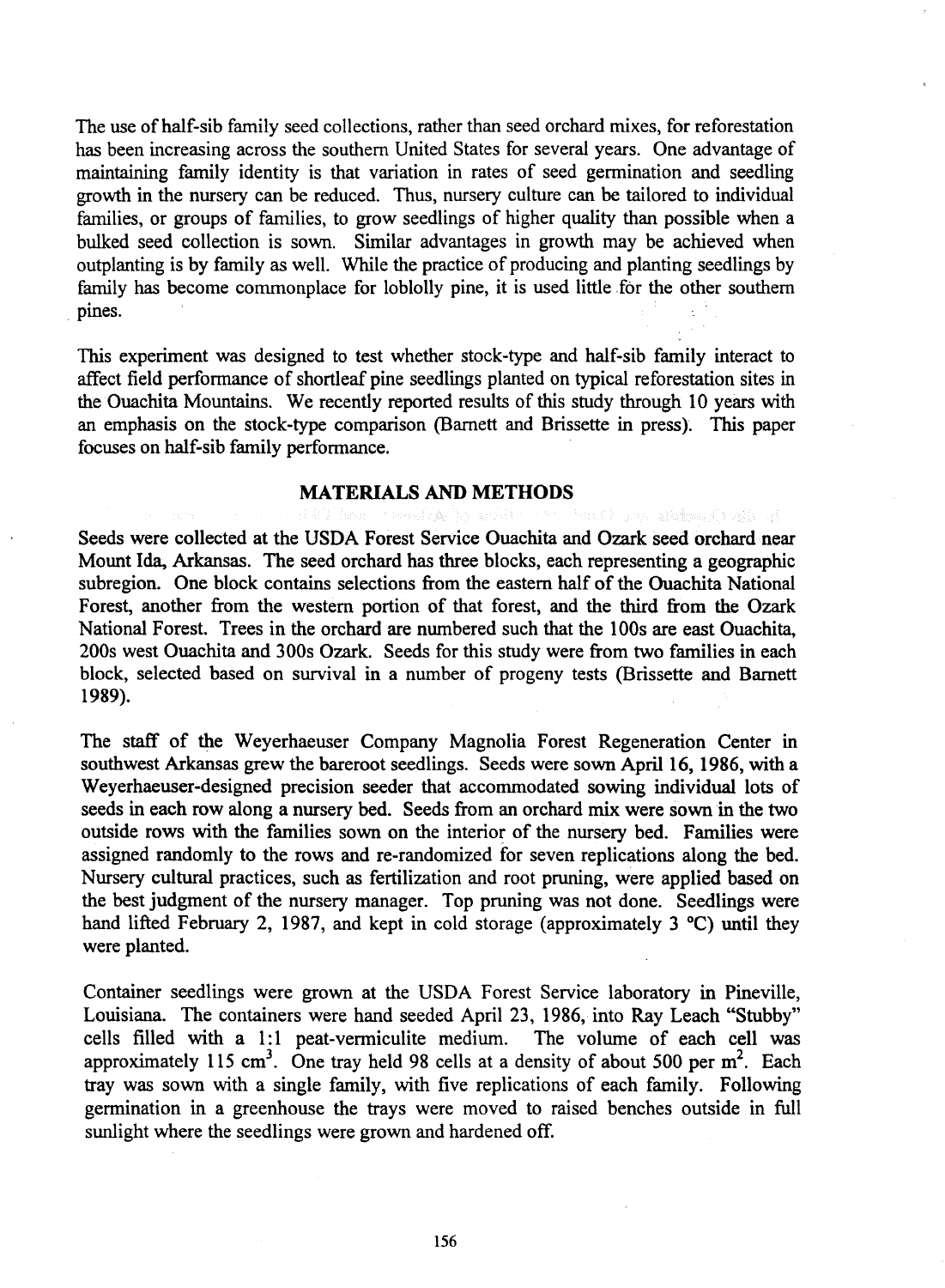The use of half-sib family seed collections, rather than seed orchard mixes, for reforestation has been increasing across the southern United States for several years. One advantage of maintaining family identity is that variation in rates of seed germination and seedling growth in the nursery can be reduced. Thus, nursery culture can be tailored to individual families, or groups of families, to grow seedlings of higher quality than possible when a bulked seed collection is sown. Similar advantages in growth may be achieved when outplanting is by family as well. While the practice of producing and planting seedlings by family has become commonplace for loblolly pine, it is used little for the other southern pines.

This experiment was designed to test whether stock-type and half-sib family interact to affect field performance of shortleaf pine seedlings planted on typical reforestation sites in the Ouachita Mountains. We recently reported results of this study through 10 years with an emphasis on the stock-type comparison (Barnett and Brissette in press). This paper focuses on half-sib family performance.

## MATERIALS AND METHODS

Seeds were collected at the USDA Forest Service Ouachita and Ozark seed orchard near Mount Ida, Arkansas. The seed orchard has three blocks, each representing a geographic subregion. One block contains selections from the eastern half of the Ouachita National Forest, another from the western portion of that forest, and the third from the Ozark National Forest. Trees in the orchard are numbered such that the 100s are east Ouachita, 200s west Ouachita and 300s Ozark. Seeds for this study were from two families in each block, selected based on survival in a number of progeny tests (Brissette and Barnett 1989).

The staff of the Weyerhaeuser Company Magnolia Forest Regeneration Center in southwest Arkansas grew the bareroot seedlings. Seeds were sown April 16, 1986, with a Weyerhaeuser-designed precision seeder that accommodated sowing individual lots of seeds in each row along a nursery bed. Seeds from an orchard mix were sown in the two outside rows with the families sown on the interior of the nursery bed. Families were assigned randomly to the rows and re-randomized for seven replications along the bed. Nursery cultural practices, such as fertilization and root pruning, were applied based on the best judgment of the nursery manager. Top pruning was not done. Seedlings were hand lifted February 2, 1987, and kept in cold storage (approximately 3 °C) until they were planted.

Container seedlings were grown at the USDA Forest Service laboratory in Pineville, Louisiana. The containers were hand seeded April 23, 1986, into Ray Leach "Stubby" cells filled with a 1:1 peat-vermiculite medium. The volume of each cell was approximately 115 $cm^3$. One tray held 98 cells at a density of about 500 per $m^2$. Each tray was sown with a single family, with five replications of each family. Following germination in a greenhouse the trays were moved to raised benches outside in full sunlight where the seedlings were grown and hardened off.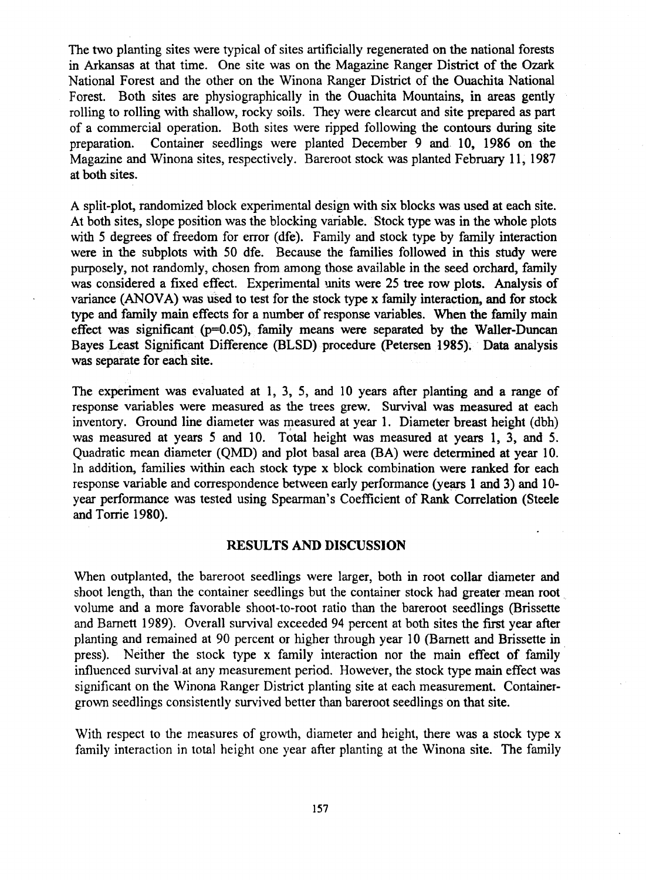The two planting sites were typical of sites artificially regenerated on the national forests in Arkansas at that time. One site was on the Magazine Ranger District of the Ozark National Forest and the other on the Winona Ranger District of the Ouachita National Forest. Both sites are physiographically in the Ouachita Mountains, in areas gently rolling to rolling with shallow, rocky soils. They were clearcut and site prepared as part of a commercial operation. Both sites were ripped following the contours during site preparation. Container seedlings were planted December 9 and 10, 1986 on the Magazine and Winona sites, respectively. Bareroot stock was planted February 11, 1987 at both sites.

A split-plot, randomized block experimental design with six blocks was used at each site. At both sites, slope position was the blocking variable. Stock type was in the whole plots with 5 degrees of freedom for error (dfe). Family and stock type by family interaction were in the subplots with 50 dfe. Because the families followed in this study were purposely, not randomly, chosen from among those available in the seed orchard, family was considered a fixed effect. Experimental units were 25 tree row plots. Analysis of variance (ANOVA) was used to test for the stock type x family interaction, and for stock type and family main effects for a number of response variables. When the family main effect was significant ($p=0.05$), family means were separated by the Waller-Duncan Bayes Least Significant Difference (BLSD) procedure (Petersen 1985). Data analysis was separate for each site.

The experiment was evaluated at 1, 3, 5, and 10 years after planting and a range of response variables were measured as the trees grew. Survival was measured at each inventory. Ground line diameter was measured at year 1. Diameter breast height (dbh) was measured at years 5 and 10. Total height was measured at years 1, 3, and 5. Quadratic mean diameter (QMD) and plot basal area (BA) were determined at year 10. In addition, families within each stock type x block combination were ranked for each response variable and correspondence between early performance (years 1 and 3) and 10-year performance was tested using Spearman's Coefficient of Rank Correlation (Steele and Torrie 1980).

## RESULTS AND DISCUSSION

When outplanted, the bareroot seedlings were larger, both in root collar diameter and shoot length, than the container seedlings but the container stock had greater mean root volume and a more favorable shoot-to-root ratio than the bareroot seedlings (Brissette and Barnett 1989). Overall survival exceeded 94 percent at both sites the first year after planting and remained at 90 percent or higher through year 10 (Barnett and Brissette in press). Neither the stock type x family interaction nor the main effect of family influenced survival at any measurement period. However, the stock type main effect was significant on the Winona Ranger District planting site at each measurement. Container-grown seedlings consistently survived better than bareroot seedlings on that site.

With respect to the measures of growth, diameter and height, there was a stock type x family interaction in total height one year after planting at the Winona site. The family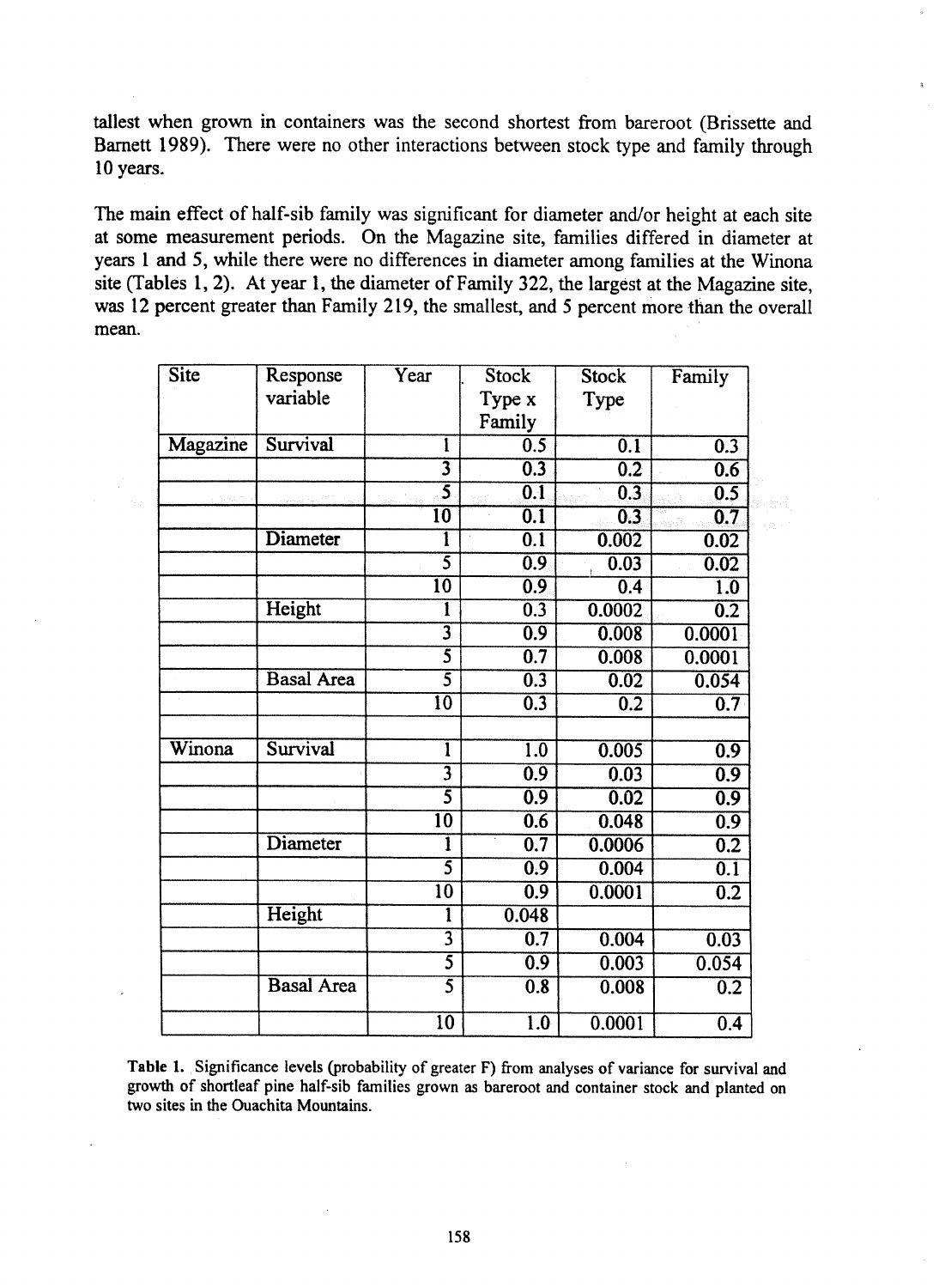tallest when grown in containers was the second shortest from bareroot (Brissette and Barnett 1989). There were no other interactions between stock type and family through 10 years.

The main effect of half-sib family was significant for diameter and/or height at each site at some measurement periods. On the Magazine site, families differed in diameter at years 1 and 5, while there were no differences in diameter among families at the Winona site (Tables 1, 2). At year 1, the diameter of Family 322, the largest at the Magazine site, was 12 percent greater than Family 219, the smallest, and 5 percent more than the overall mean.

| Site | Response variable | Year | Stock Type x Family | Stock Type | Family |
|---|---|---|---|---|---|
| Magazine | Survival | 1 | 0.5 | 0.1 | 0.3 |
| | | 3 | 0.3 | 0.2 | 0.6 |
| | | 5 | 0.1 | 0.3 | 0.5 |
| | | 10 | 0.1 | 0.3 | 0.7 |
| | Diameter | 1 | 0.1 | 0.002 | 0.02 |
| | | 5 | 0.9 | 0.03 | 0.02 |
| | | 10 | 0.9 | 0.4 | 1.0 |
| | Height | 1 | 0.3 | 0.0002 | 0.2 |
| | | 3 | 0.9 | 0.008 | 0.0001 |
| | | 5 | 0.7 | 0.008 | 0.0001 |
| | Basal Area | 5 | 0.3 | 0.02 | 0.054 |
| | | 10 | 0.3 | 0.2 | 0.7 |
| | | | | | |
| Winona | Survival | 1 | 1.0 | 0.005 | 0.9 |
| | | 3 | 0.9 | 0.03 | 0.9 |
| | | 5 | 0.9 | 0.02 | 0.9 |
| | | 10 | 0.6 | 0.048 | 0.9 |
| | Diameter | 1 | 0.7 | 0.0006 | 0.2 |
| | | 5 | 0.9 | 0.004 | 0.1 |
| | | 10 | 0.9 | 0.0001 | 0.2 |
| | Height | 1 | 0.048 | | |
| | | 3 | 0.7 | 0.004 | 0.03 |
| | | 5 | 0.9 | 0.003 | 0.054 |
| | Basal Area | 5 | 0.8 | 0.008 | 0.2 |
| | | 10 | 1.0 | 0.0001 | 0.4 |

**Table 1.** Significance levels (probability of greater F) from analyses of variance for survival and growth of shortleaf pine half-sib families grown as bareroot and container stock and planted on two sites in the Ouachita Mountains.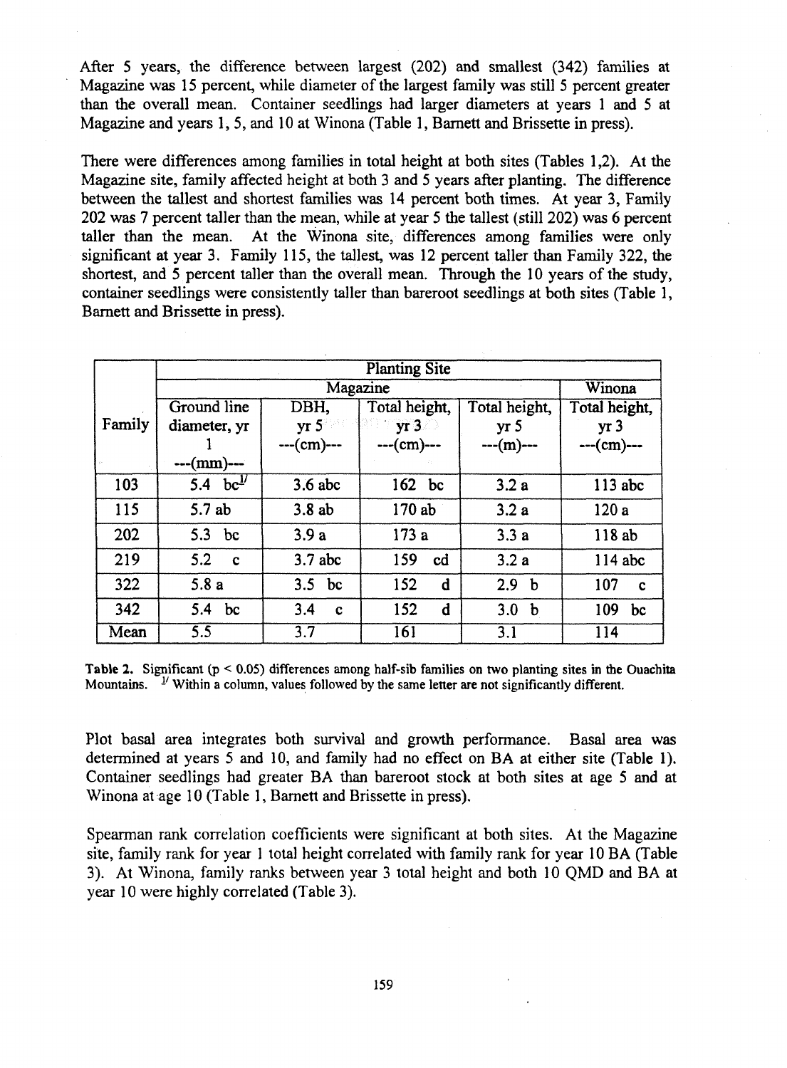After 5 years, the difference between largest (202) and smallest (342) families at Magazine was 15 percent, while diameter of the largest family was still 5 percent greater than the overall mean. Container seedlings had larger diameters at years 1 and 5 at Magazine and years 1, 5, and 10 at Winona (Table 1, Barnett and Brissette in press).

There were differences among families in total height at both sites (Tables 1,2). At the Magazine site, family affected height at both 3 and 5 years after planting. The difference between the tallest and shortest families was 14 percent both times. At year 3, Family 202 was 7 percent taller than the mean, while at year 5 the tallest (still 202) was 6 percent taller than the mean. At the Winona site, differences among families were only significant at year 3. Family 115, the tallest, was 12 percent taller than Family 322, the shortest, and 5 percent taller than the overall mean. Through the 10 years of the study, container seedlings were consistently taller than bareroot seedlings at both sites (Table 1, Barnett and Brissette in press).

| | Planting Site | | | | |
|---|---|---|---|---|---|
| | Magazine | | | | Winona |
| Family | Ground line diameter, yr 1 ---(mm)--- | DBH, yr 5 ---(cm)--- | Total height, yr 3 ---(cm)--- | Total height, yr 5 ---(m)--- | Total height, yr 3 ---(cm)--- |
| 103 | 5.4 bc[1] | 3.6 abc | 162 bc | 3.2 a | 113 abc |
| 115 | 5.7 ab | 3.8 ab | 170 ab | 3.2 a | 120 a |
| 202 | 5.3 bc | 3.9 a | 173 a | 3.3 a | 118 ab |
| 219 | 5.2 c | 3.7 abc | 159 cd | 3.2 a | 114 abc |
| 322 | 5.8 a | 3.5 bc | 152 d | 2.9 b | 107 c |
| 342 | 5.4 bc | 3.4 c | 152 d | 3.0 b | 109 bc |
| Mean | 5.5 | 3.7 | 161 | 3.1 | 114 |

**Table 2.** Significant ($p < 0.05$) differences among half-sib families on two planting sites in the Ouachita Mountains. [1] Within a column, values followed by the same letter are not significantly different.

Plot basal area integrates both survival and growth performance. Basal area was determined at years 5 and 10, and family had no effect on BA at either site (Table 1). Container seedlings had greater BA than bareroot stock at both sites at age 5 and at Winona at age 10 (Table 1, Barnett and Brissette in press).

Spearman rank correlation coefficients were significant at both sites. At the Magazine site, family rank for year 1 total height correlated with family rank for year 10 BA (Table 3). At Winona, family ranks between year 3 total height and both 10 QMD and BA at year 10 were highly correlated (Table 3).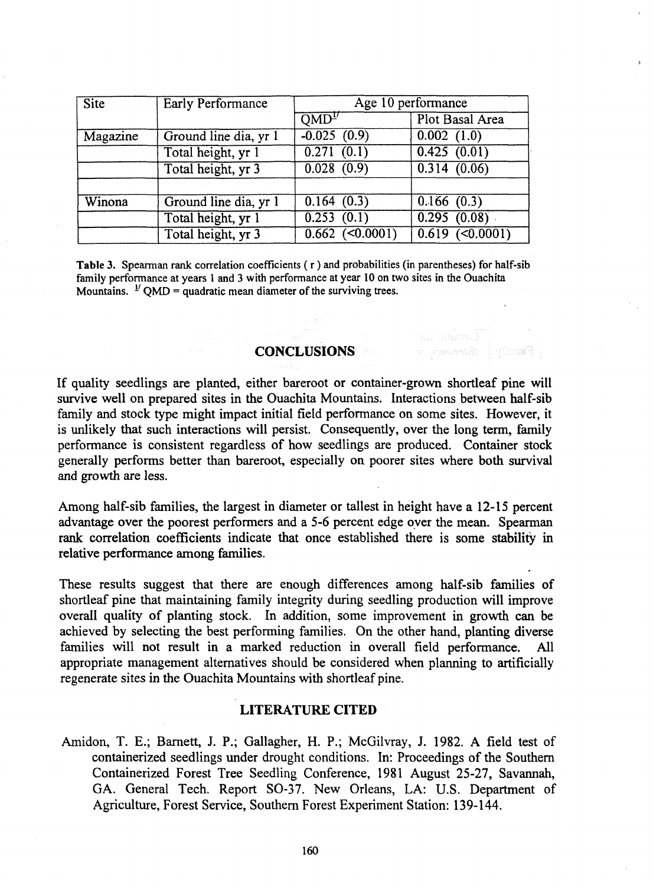| Site | Early Performance | Age 10 performance | |
|---|---|---|---|
| | | QMD[1/] | Plot Basal Area |
| Magazine | Ground line dia, yr 1 | -0.025 (0.9) | 0.002 (1.0) |
| | Total height, yr 1 | 0.271 (0.1) | 0.425 (0.01) |
| | Total height, yr 3 | 0.028 (0.9) | 0.314 (0.06) |
| | | | |
| Winona | Ground line dia, yr 1 | 0.164 (0.3) | 0.166 (0.3) |
| | Total height, yr 1 | 0.253 (0.1) | 0.295 (0.08) |
| | Total height, yr 3 | 0.662 (<0.0001) | 0.619 (<0.0001) |

**Table 3.** Spearman rank correlation coefficients ( r ) and probabilities (in parentheses) for half-sib family performance at years 1 and 3 with performance at year 10 on two sites in the Ouachita Mountains. [1/] QMD = quadratic mean diameter of the surviving trees.

## CONCLUSIONS

If quality seedlings are planted, either bareroot or container-grown shortleaf pine will survive well on prepared sites in the Ouachita Mountains. Interactions between half-sib family and stock type might impact initial field performance on some sites. However, it is unlikely that such interactions will persist. Consequently, over the long term, family performance is consistent regardless of how seedlings are produced. Container stock generally performs better than bareroot, especially on poorer sites where both survival and growth are less.

Among half-sib families, the largest in diameter or tallest in height have a 12-15 percent advantage over the poorest performers and a 5-6 percent edge over the mean. Spearman rank correlation coefficients indicate that once established there is some stability in relative performance among families.

These results suggest that there are enough differences among half-sib families of shortleaf pine that maintaining family integrity during seedling production will improve overall quality of planting stock. In addition, some improvement in growth can be achieved by selecting the best performing families. On the other hand, planting diverse families will not result in a marked reduction in overall field performance. All appropriate management alternatives should be considered when planning to artificially regenerate sites in the Ouachita Mountains with shortleaf pine.

## LITERATURE CITED

Amidon, T. E.; Barnett, J. P.; Gallagher, H. P.; McGilvray, J. 1982. A field test of containerized seedlings under drought conditions. In: Proceedings of the Southern Containerized Forest Tree Seedling Conference, 1981 August 25-27, Savannah, GA. General Tech. Report SO-37. New Orleans, LA: U.S. Department of Agriculture, Forest Service, Southern Forest Experiment Station: 139-144.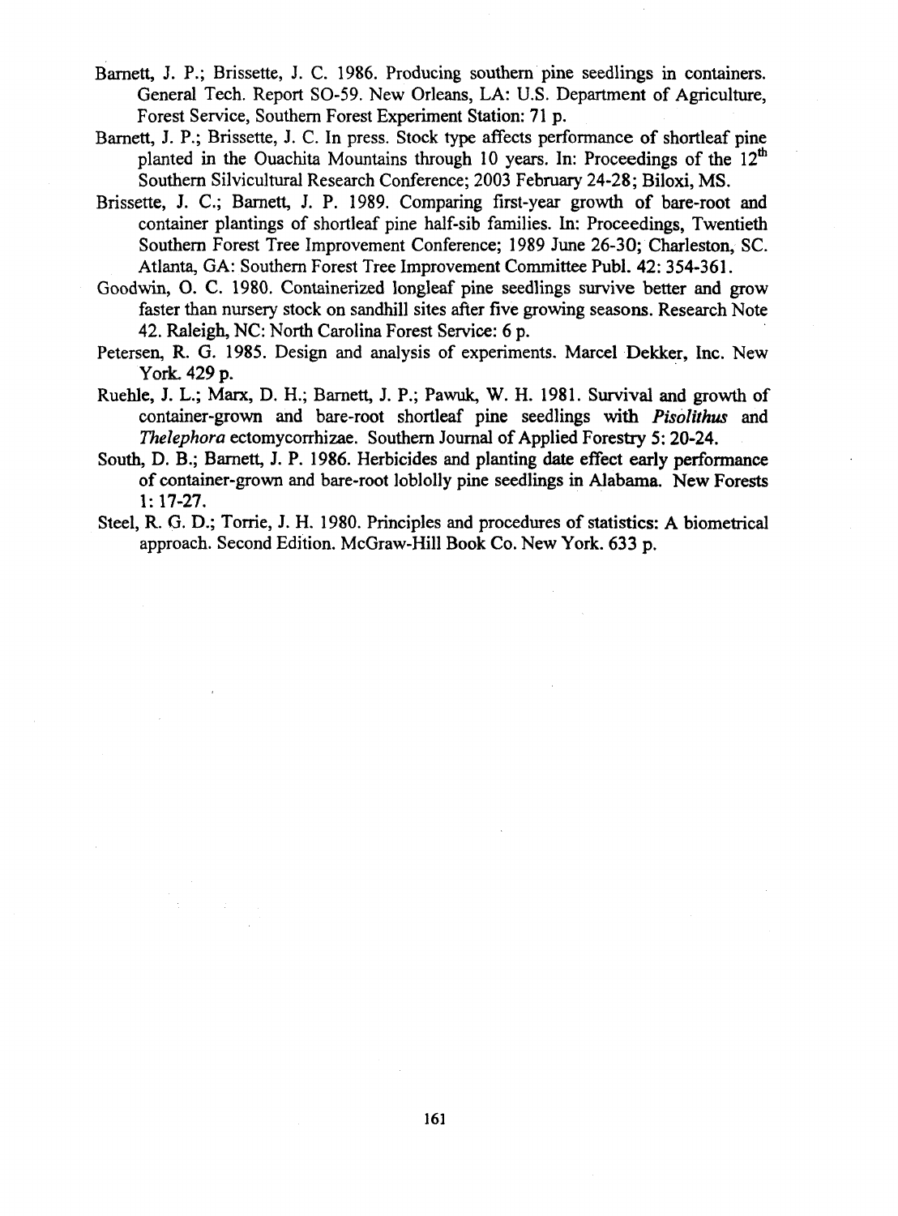Barnett, J. P.; Brissette, J. C. 1986. Producing southern pine seedlings in containers. General Tech. Report SO-59. New Orleans, LA: U.S. Department of Agriculture, Forest Service, Southern Forest Experiment Station: 71 p.

Barnett, J. P.; Brissette, J. C. In press. Stock type affects performance of shortleaf pine planted in the Ouachita Mountains through 10 years. In: Proceedings of the 12th Southern Silvicultural Research Conference; 2003 February 24-28; Biloxi, MS.

Brissette, J. C.; Barnett, J. P. 1989. Comparing first-year growth of bare-root and container plantings of shortleaf pine half-sib families. In: Proceedings, Twentieth Southern Forest Tree Improvement Conference; 1989 June 26-30; Charleston, SC. Atlanta, GA: Southern Forest Tree Improvement Committee Publ. 42: 354-361.

Goodwin, O. C. 1980. Containerized longleaf pine seedlings survive better and grow faster than nursery stock on sandhill sites after five growing seasons. Research Note 42. Raleigh, NC: North Carolina Forest Service: 6 p.

Petersen, R. G. 1985. Design and analysis of experiments. Marcel Dekker, Inc. New York. 429 p.

Ruehle, J. L.; Marx, D. H.; Barnett, J. P.; Pawuk, W. H. 1981. Survival and growth of container-grown and bare-root shortleaf pine seedlings with *Pisolithus* and *Thelephora* ectomycorrhizae. Southern Journal of Applied Forestry 5: 20-24.

South, D. B.; Barnett, J. P. 1986. Herbicides and planting date effect early performance of container-grown and bare-root loblolly pine seedlings in Alabama. New Forests 1: 17-27.

Steel, R. G. D.; Torrie, J. H. 1980. Principles and procedures of statistics: A biometrical approach. Second Edition. McGraw-Hill Book Co. New York. 633 p.